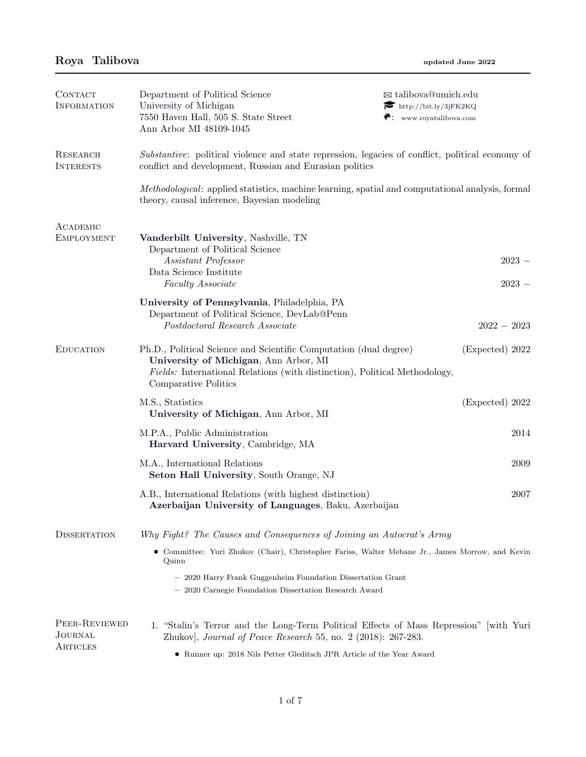# Roya Talibova

updated June 2022

## Contact Information

Department of Political Science
University of Michigan
7550 Haven Hall, 505 S. State Street
Ann Arbor MI 48109-1045

✉ talibova@umich.edu
http://bit.ly/3jFK2KQ
www.royatalibova.com

## Research Interests

*Substantive*: political violence and state repression, legacies of conflict, political economy of conflict and development, Russian and Eurasian politics

*Methodological*: applied statistics, machine learning, spatial and computational analysis, formal theory, causal inference, Bayesian modeling

## Academic Employment

**Vanderbilt University**, Nashville, TN
- Department of Political Science
  - *Assistant Professor* — 2023 –
- Data Science Institute
  - *Faculty Associate* — 2023 –

**University of Pennsylvania**, Philadelphia, PA
- Department of Political Science, DevLab@Penn
  - *Postdoctoral Research Associate* — 2022 – 2023

## Education

Ph.D., Political Science and Scientific Computation (dual degree) — (Expected) 2022
**University of Michigan**, Ann Arbor, MI
*Fields:* International Relations (with distinction), Political Methodology, Comparative Politics

M.S., Statistics — (Expected) 2022
**University of Michigan**, Ann Arbor, MI

M.P.A., Public Administration — 2014
**Harvard University**, Cambridge, MA

M.A., International Relations — 2009
**Seton Hall University**, South Orange, NJ

A.B., International Relations (with highest distinction) — 2007
**Azerbaijan University of Languages**, Baku, Azerbaijan

## Dissertation

*Why Fight? The Causes and Consequences of Joining an Autocrat's Army*

- Committee: Yuri Zhukov (Chair), Christopher Fariss, Walter Mebane Jr., James Morrow, and Kevin Quinn
  - 2020 Harry Frank Guggenheim Foundation Dissertation Grant
  - 2020 Carnegie Foundation Dissertation Research Award

## Peer-Reviewed Journal Articles

1. "Stalin's Terror and the Long-Term Political Effects of Mass Repression" [with Yuri Zhukov], *Journal of Peace Research* 55, no. 2 (2018): 267-283.
   - Runner up: 2018 Nils Petter Gleditsch JPR Article of the Year Award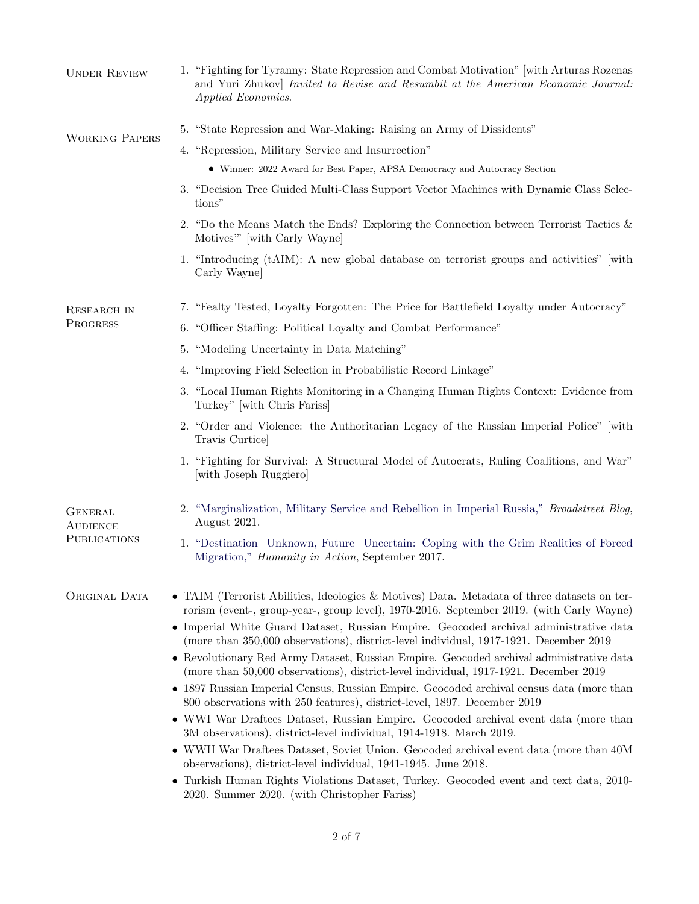## Under Review

1. "Fighting for Tyranny: State Repression and Combat Motivation" [with Arturas Rozenas and Yuri Zhukov] *Invited to Revise and Resumbit at the American Economic Journal: Applied Economics*.

## Working Papers

5. "State Repression and War-Making: Raising an Army of Dissidents"
4. "Repression, Military Service and Insurrection"
   - Winner: 2022 Award for Best Paper, APSA Democracy and Autocracy Section
3. "Decision Tree Guided Multi-Class Support Vector Machines with Dynamic Class Selections"
2. "Do the Means Match the Ends? Exploring the Connection between Terrorist Tactics & Motives'" [with Carly Wayne]
1. "Introducing (tAIM): A new global database on terrorist groups and activities" [with Carly Wayne]

## Research in Progress

7. "Fealty Tested, Loyalty Forgotten: The Price for Battlefield Loyalty under Autocracy"
6. "Officer Staffing: Political Loyalty and Combat Performance"
5. "Modeling Uncertainty in Data Matching"
4. "Improving Field Selection in Probabilistic Record Linkage"
3. "Local Human Rights Monitoring in a Changing Human Rights Context: Evidence from Turkey" [with Chris Fariss]
2. "Order and Violence: the Authoritarian Legacy of the Russian Imperial Police" [with Travis Curtice]
1. "Fighting for Survival: A Structural Model of Autocrats, Ruling Coalitions, and War" [with Joseph Ruggiero]

## General Audience Publications

2. "Marginalization, Military Service and Rebellion in Imperial Russia," *Broadstreet Blog*, August 2021.
1. "Destination Unknown, Future Uncertain: Coping with the Grim Realities of Forced Migration," *Humanity in Action*, September 2017.

## Original Data

- TAIM (Terrorist Abilities, Ideologies & Motives) Data. Metadata of three datasets on terrorism (event-, group-year-, group level), 1970-2016. September 2019. (with Carly Wayne)
- Imperial White Guard Dataset, Russian Empire. Geocoded archival administrative data (more than 350,000 observations), district-level individual, 1917-1921. December 2019
- Revolutionary Red Army Dataset, Russian Empire. Geocoded archival administrative data (more than 50,000 observations), district-level individual, 1917-1921. December 2019
- 1897 Russian Imperial Census, Russian Empire. Geocoded archival census data (more than 800 observations with 250 features), district-level, 1897. December 2019
- WWI War Draftees Dataset, Russian Empire. Geocoded archival event data (more than 3M observations), district-level individual, 1914-1918. March 2019.
- WWII War Draftees Dataset, Soviet Union. Geocoded archival event data (more than 40M observations), district-level individual, 1941-1945. June 2018.
- Turkish Human Rights Violations Dataset, Turkey. Geocoded event and text data, 2010-2020. Summer 2020. (with Christopher Fariss)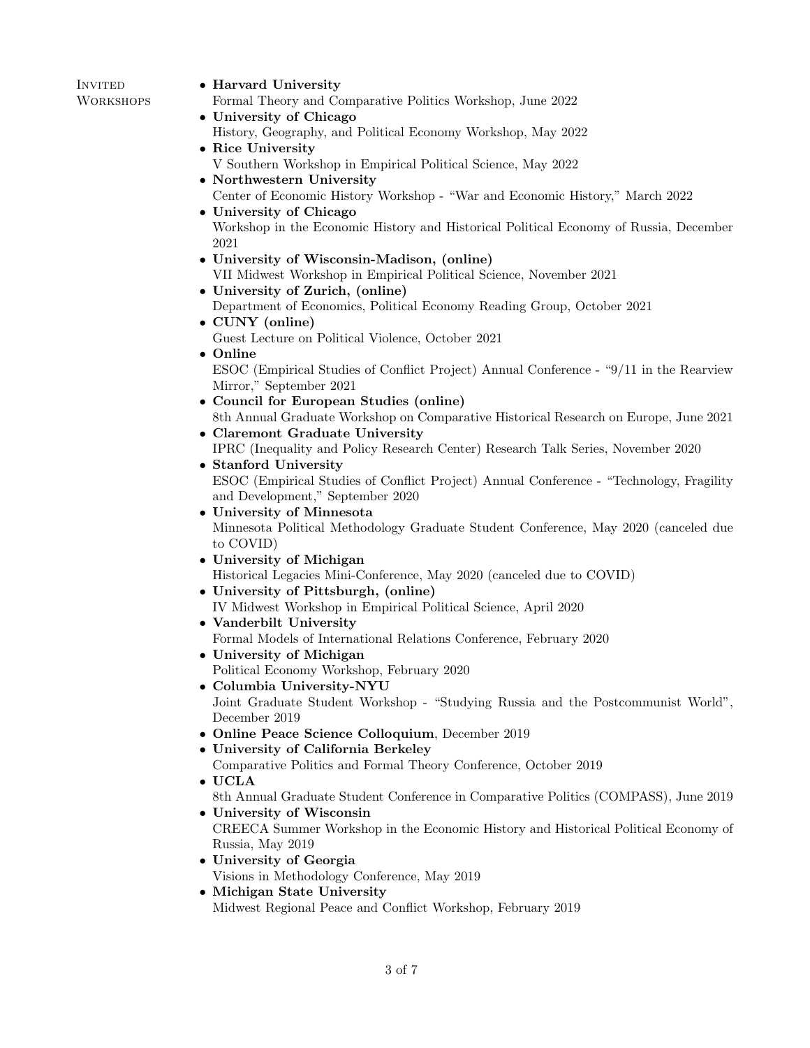## Invited Workshops

- **Harvard University**
  Formal Theory and Comparative Politics Workshop, June 2022
- **University of Chicago**
  History, Geography, and Political Economy Workshop, May 2022
- **Rice University**
  V Southern Workshop in Empirical Political Science, May 2022
- **Northwestern University**
  Center of Economic History Workshop - "War and Economic History," March 2022
- **University of Chicago**
  Workshop in the Economic History and Historical Political Economy of Russia, December 2021
- **University of Wisconsin-Madison, (online)**
  VII Midwest Workshop in Empirical Political Science, November 2021
- **University of Zurich, (online)**
  Department of Economics, Political Economy Reading Group, October 2021
- **CUNY (online)**
  Guest Lecture on Political Violence, October 2021
- **Online**
  ESOC (Empirical Studies of Conflict Project) Annual Conference - "9/11 in the Rearview Mirror," September 2021
- **Council for European Studies (online)**
  8th Annual Graduate Workshop on Comparative Historical Research on Europe, June 2021
- **Claremont Graduate University**
  IPRC (Inequality and Policy Research Center) Research Talk Series, November 2020
- **Stanford University**
  ESOC (Empirical Studies of Conflict Project) Annual Conference - "Technology, Fragility and Development," September 2020
- **University of Minnesota**
  Minnesota Political Methodology Graduate Student Conference, May 2020 (canceled due to COVID)
- **University of Michigan**
  Historical Legacies Mini-Conference, May 2020 (canceled due to COVID)
- **University of Pittsburgh, (online)**
  IV Midwest Workshop in Empirical Political Science, April 2020
- **Vanderbilt University**
  Formal Models of International Relations Conference, February 2020
- **University of Michigan**
  Political Economy Workshop, February 2020
- **Columbia University-NYU**
  Joint Graduate Student Workshop - "Studying Russia and the Postcommunist World", December 2019
- **Online Peace Science Colloquium**, December 2019
- **University of California Berkeley**
  Comparative Politics and Formal Theory Conference, October 2019
- **UCLA**
  8th Annual Graduate Student Conference in Comparative Politics (COMPASS), June 2019
- **University of Wisconsin**
  CREECA Summer Workshop in the Economic History and Historical Political Economy of Russia, May 2019
- **University of Georgia**
  Visions in Methodology Conference, May 2019
- **Michigan State University**
  Midwest Regional Peace and Conflict Workshop, February 2019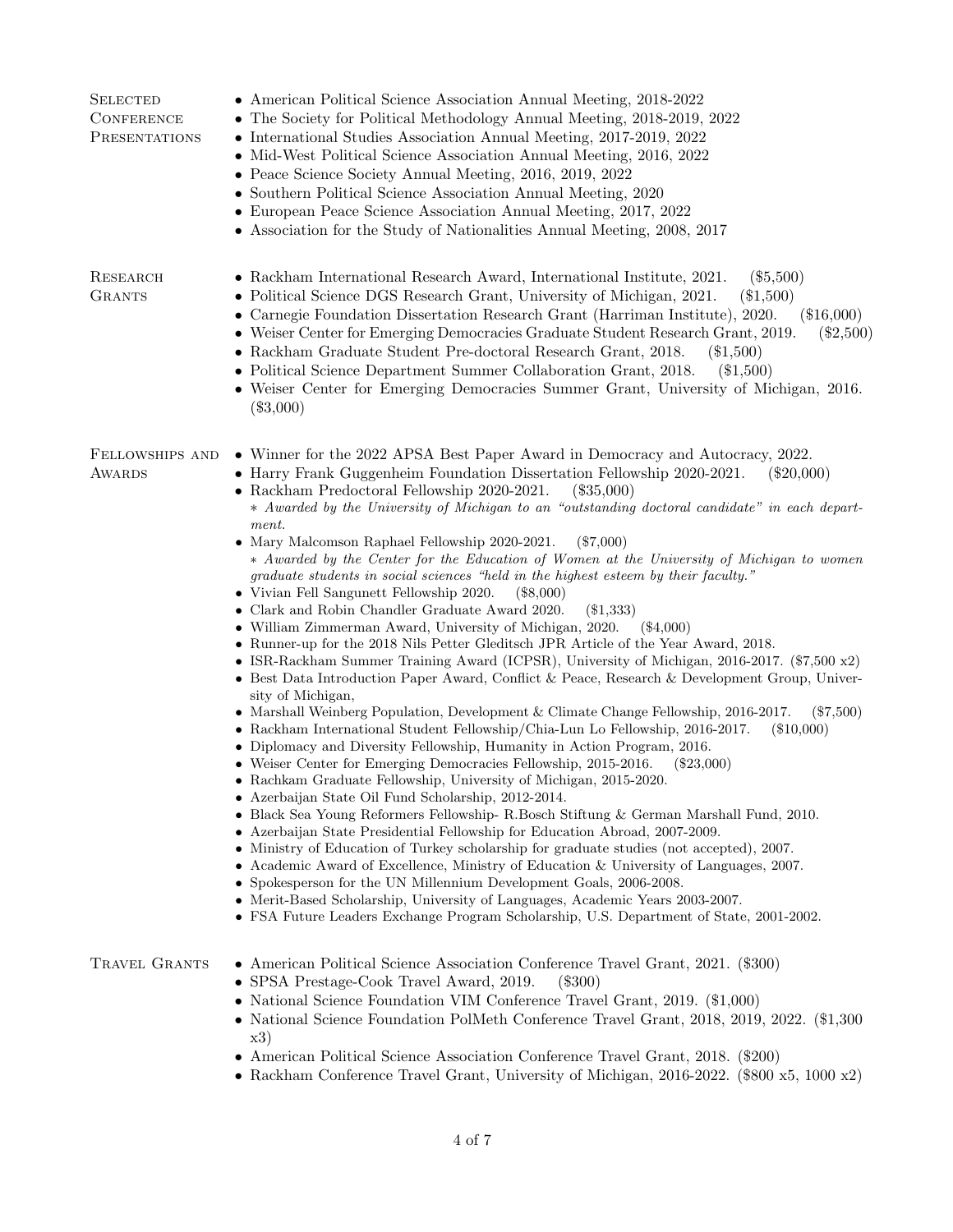## Selected Conference Presentations

- American Political Science Association Annual Meeting, 2018-2022
- The Society for Political Methodology Annual Meeting, 2018-2019, 2022
- International Studies Association Annual Meeting, 2017-2019, 2022
- Mid-West Political Science Association Annual Meeting, 2016, 2022
- Peace Science Society Annual Meeting, 2016, 2019, 2022
- Southern Political Science Association Annual Meeting, 2020
- European Peace Science Association Annual Meeting, 2017, 2022
- Association for the Study of Nationalities Annual Meeting, 2008, 2017

## Research Grants

- Rackham International Research Award, International Institute, 2021. ($5,500)
- Political Science DGS Research Grant, University of Michigan, 2021. ($1,500)
- Carnegie Foundation Dissertation Research Grant (Harriman Institute), 2020. ($16,000)
- Weiser Center for Emerging Democracies Graduate Student Research Grant, 2019. ($2,500)
- Rackham Graduate Student Pre-doctoral Research Grant, 2018. ($1,500)
- Political Science Department Summer Collaboration Grant, 2018. ($1,500)
- Weiser Center for Emerging Democracies Summer Grant, University of Michigan, 2016. ($3,000)

## Fellowships and Awards

- Winner for the 2022 APSA Best Paper Award in Democracy and Autocracy, 2022.
- Harry Frank Guggenheim Foundation Dissertation Fellowship 2020-2021. ($20,000)
- Rackham Predoctoral Fellowship 2020-2021. ($35,000)
  - *Awarded by the University of Michigan to an "outstanding doctoral candidate" in each department.*
- Mary Malcomson Raphael Fellowship 2020-2021. ($7,000)
  - *Awarded by the Center for the Education of Women at the University of Michigan to women graduate students in social sciences "held in the highest esteem by their faculty."*
- Vivian Fell Sangunett Fellowship 2020. ($8,000)
- Clark and Robin Chandler Graduate Award 2020. ($1,333)
- William Zimmerman Award, University of Michigan, 2020. ($4,000)
- Runner-up for the 2018 Nils Petter Gleditsch JPR Article of the Year Award, 2018.
- ISR-Rackham Summer Training Award (ICPSR), University of Michigan, 2016-2017. ($7,500 x2)
- Best Data Introduction Paper Award, Conflict & Peace, Research & Development Group, University of Michigan,
- Marshall Weinberg Population, Development & Climate Change Fellowship, 2016-2017. ($7,500)
- Rackham International Student Fellowship/Chia-Lun Lo Fellowship, 2016-2017. ($10,000)
- Diplomacy and Diversity Fellowship, Humanity in Action Program, 2016.
- Weiser Center for Emerging Democracies Fellowship, 2015-2016. ($23,000)
- Rachkam Graduate Fellowship, University of Michigan, 2015-2020.
- Azerbaijan State Oil Fund Scholarship, 2012-2014.
- Black Sea Young Reformers Fellowship- R.Bosch Stiftung & German Marshall Fund, 2010.
- Azerbaijan State Presidential Fellowship for Education Abroad, 2007-2009.
- Ministry of Education of Turkey scholarship for graduate studies (not accepted), 2007.
- Academic Award of Excellence, Ministry of Education & University of Languages, 2007.
- Spokesperson for the UN Millennium Development Goals, 2006-2008.
- Merit-Based Scholarship, University of Languages, Academic Years 2003-2007.
- FSA Future Leaders Exchange Program Scholarship, U.S. Department of State, 2001-2002.

## Travel Grants

- American Political Science Association Conference Travel Grant, 2021. ($300)
- SPSA Prestage-Cook Travel Award, 2019. ($300)
- National Science Foundation VIM Conference Travel Grant, 2019. ($1,000)
- National Science Foundation PolMeth Conference Travel Grant, 2018, 2019, 2022. ($1,300 x3)
- American Political Science Association Conference Travel Grant, 2018. ($200)
- Rackham Conference Travel Grant, University of Michigan, 2016-2022. ($800 x5, 1000 x2)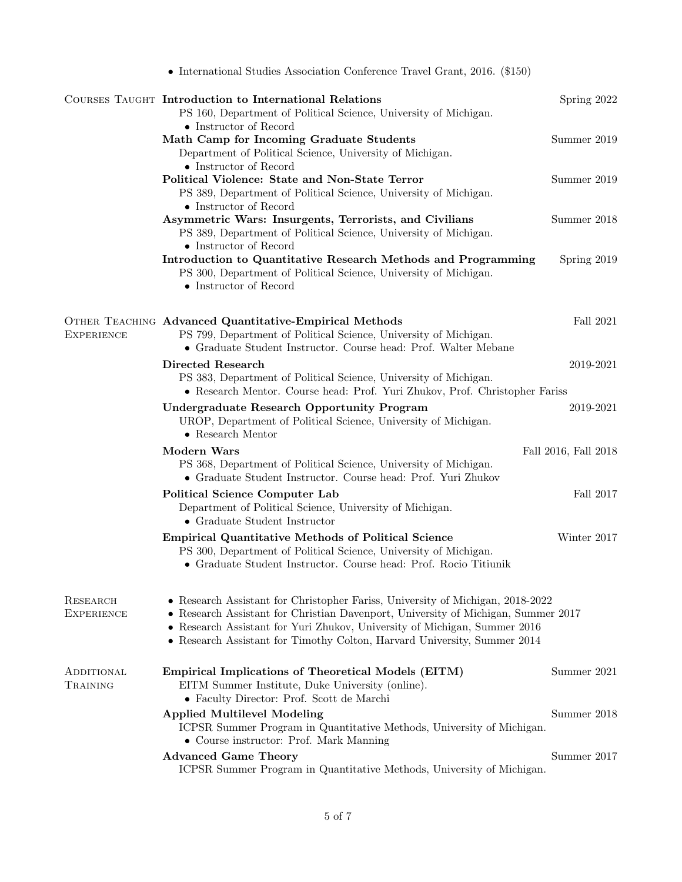- International Studies Association Conference Travel Grant, 2016. ($150)

## Courses Taught

**Introduction to International Relations** — Spring 2022
PS 160, Department of Political Science, University of Michigan.
- Instructor of Record

**Math Camp for Incoming Graduate Students** — Summer 2019
Department of Political Science, University of Michigan.
- Instructor of Record

**Political Violence: State and Non-State Terror** — Summer 2019
PS 389, Department of Political Science, University of Michigan.
- Instructor of Record

**Asymmetric Wars: Insurgents, Terrorists, and Civilians** — Summer 2018
PS 389, Department of Political Science, University of Michigan.
- Instructor of Record

**Introduction to Quantitative Research Methods and Programming** — Spring 2019
PS 300, Department of Political Science, University of Michigan.
- Instructor of Record

## Other Teaching Experience

**Advanced Quantitative-Empirical Methods** — Fall 2021
PS 799, Department of Political Science, University of Michigan.
- Graduate Student Instructor. Course head: Prof. Walter Mebane

**Directed Research** — 2019-2021
PS 383, Department of Political Science, University of Michigan.
- Research Mentor. Course head: Prof. Yuri Zhukov, Prof. Christopher Fariss

**Undergraduate Research Opportunity Program** — 2019-2021
UROP, Department of Political Science, University of Michigan.
- Research Mentor

**Modern Wars** — Fall 2016, Fall 2018
PS 368, Department of Political Science, University of Michigan.
- Graduate Student Instructor. Course head: Prof. Yuri Zhukov

**Political Science Computer Lab** — Fall 2017
Department of Political Science, University of Michigan.
- Graduate Student Instructor

**Empirical Quantitative Methods of Political Science** — Winter 2017
PS 300, Department of Political Science, University of Michigan.
- Graduate Student Instructor. Course head: Prof. Rocio Titiunik

## Research Experience

- Research Assistant for Christopher Fariss, University of Michigan, 2018-2022
- Research Assistant for Christian Davenport, University of Michigan, Summer 2017
- Research Assistant for Yuri Zhukov, University of Michigan, Summer 2016
- Research Assistant for Timothy Colton, Harvard University, Summer 2014

## Additional Training

**Empirical Implications of Theoretical Models (EITM)** — Summer 2021
EITM Summer Institute, Duke University (online).
- Faculty Director: Prof. Scott de Marchi

**Applied Multilevel Modeling** — Summer 2018
ICPSR Summer Program in Quantitative Methods, University of Michigan.
- Course instructor: Prof. Mark Manning

**Advanced Game Theory** — Summer 2017
ICPSR Summer Program in Quantitative Methods, University of Michigan.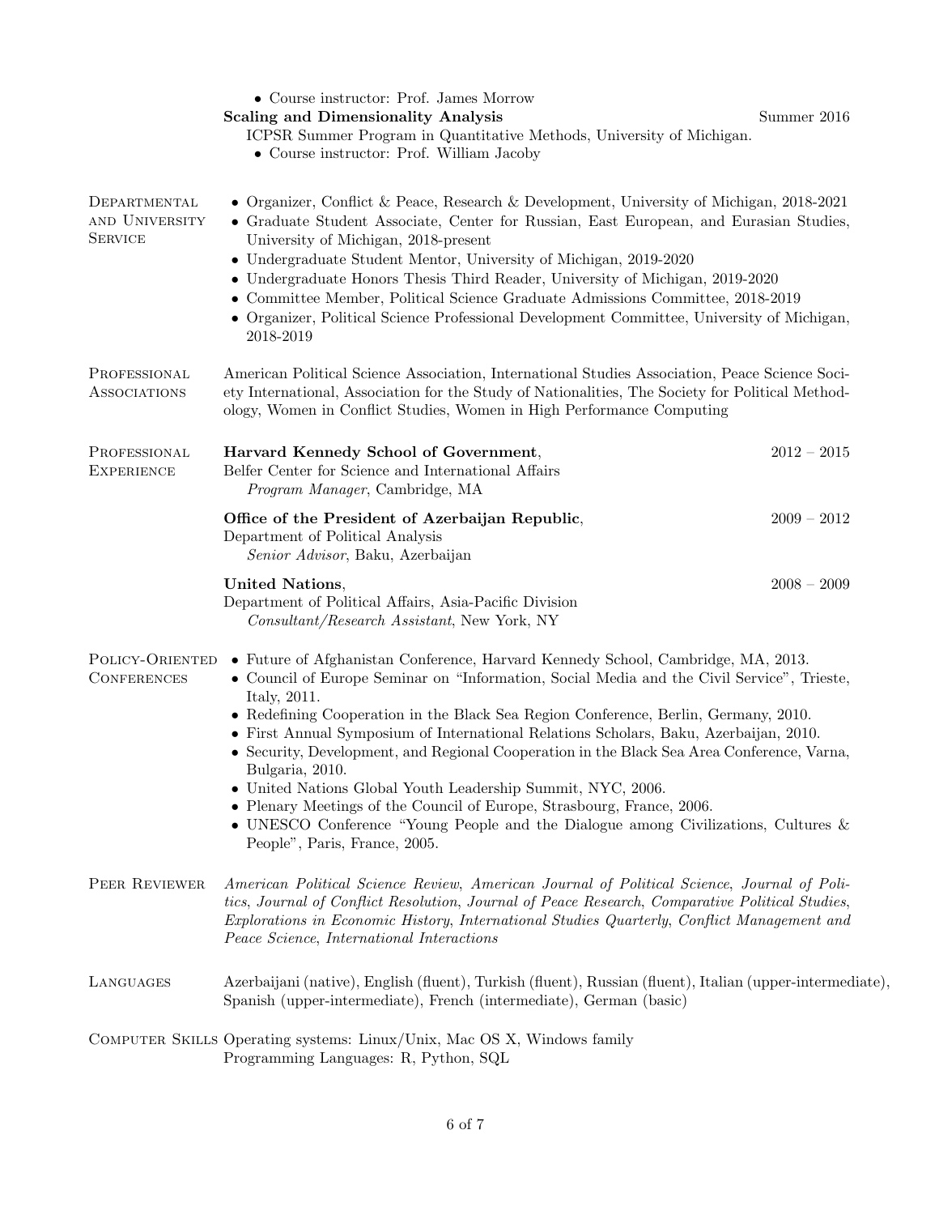- Course instructor: Prof. James Morrow

**Scaling and Dimensionality Analysis** Summer 2016
ICPSR Summer Program in Quantitative Methods, University of Michigan.
- Course instructor: Prof. William Jacoby

## Departmental and University Service

- Organizer, Conflict & Peace, Research & Development, University of Michigan, 2018-2021
- Graduate Student Associate, Center for Russian, East European, and Eurasian Studies, University of Michigan, 2018-present
- Undergraduate Student Mentor, University of Michigan, 2019-2020
- Undergraduate Honors Thesis Third Reader, University of Michigan, 2019-2020
- Committee Member, Political Science Graduate Admissions Committee, 2018-2019
- Organizer, Political Science Professional Development Committee, University of Michigan, 2018-2019

## Professional Associations

American Political Science Association, International Studies Association, Peace Science Society International, Association for the Study of Nationalities, The Society for Political Methodology, Women in Conflict Studies, Women in High Performance Computing

## Professional Experience

**Harvard Kennedy School of Government**, 2012 – 2015
Belfer Center for Science and International Affairs
*Program Manager*, Cambridge, MA

**Office of the President of Azerbaijan Republic**, 2009 – 2012
Department of Political Analysis
*Senior Advisor*, Baku, Azerbaijan

**United Nations**, 2008 – 2009
Department of Political Affairs, Asia-Pacific Division
*Consultant/Research Assistant*, New York, NY

## Policy-Oriented Conferences

- Future of Afghanistan Conference, Harvard Kennedy School, Cambridge, MA, 2013.
- Council of Europe Seminar on "Information, Social Media and the Civil Service", Trieste, Italy, 2011.
- Redefining Cooperation in the Black Sea Region Conference, Berlin, Germany, 2010.
- First Annual Symposium of International Relations Scholars, Baku, Azerbaijan, 2010.
- Security, Development, and Regional Cooperation in the Black Sea Area Conference, Varna, Bulgaria, 2010.
- United Nations Global Youth Leadership Summit, NYC, 2006.
- Plenary Meetings of the Council of Europe, Strasbourg, France, 2006.
- UNESCO Conference "Young People and the Dialogue among Civilizations, Cultures & People", Paris, France, 2005.

## Peer Reviewer

*American Political Science Review*, *American Journal of Political Science*, *Journal of Politics*, *Journal of Conflict Resolution*, *Journal of Peace Research*, *Comparative Political Studies*, *Explorations in Economic History*, *International Studies Quarterly*, *Conflict Management and Peace Science*, *International Interactions*

## Languages

Azerbaijani (native), English (fluent), Turkish (fluent), Russian (fluent), Italian (upper-intermediate), Spanish (upper-intermediate), French (intermediate), German (basic)

## Computer Skills

Operating systems: Linux/Unix, Mac OS X, Windows family
Programming Languages: R, Python, SQL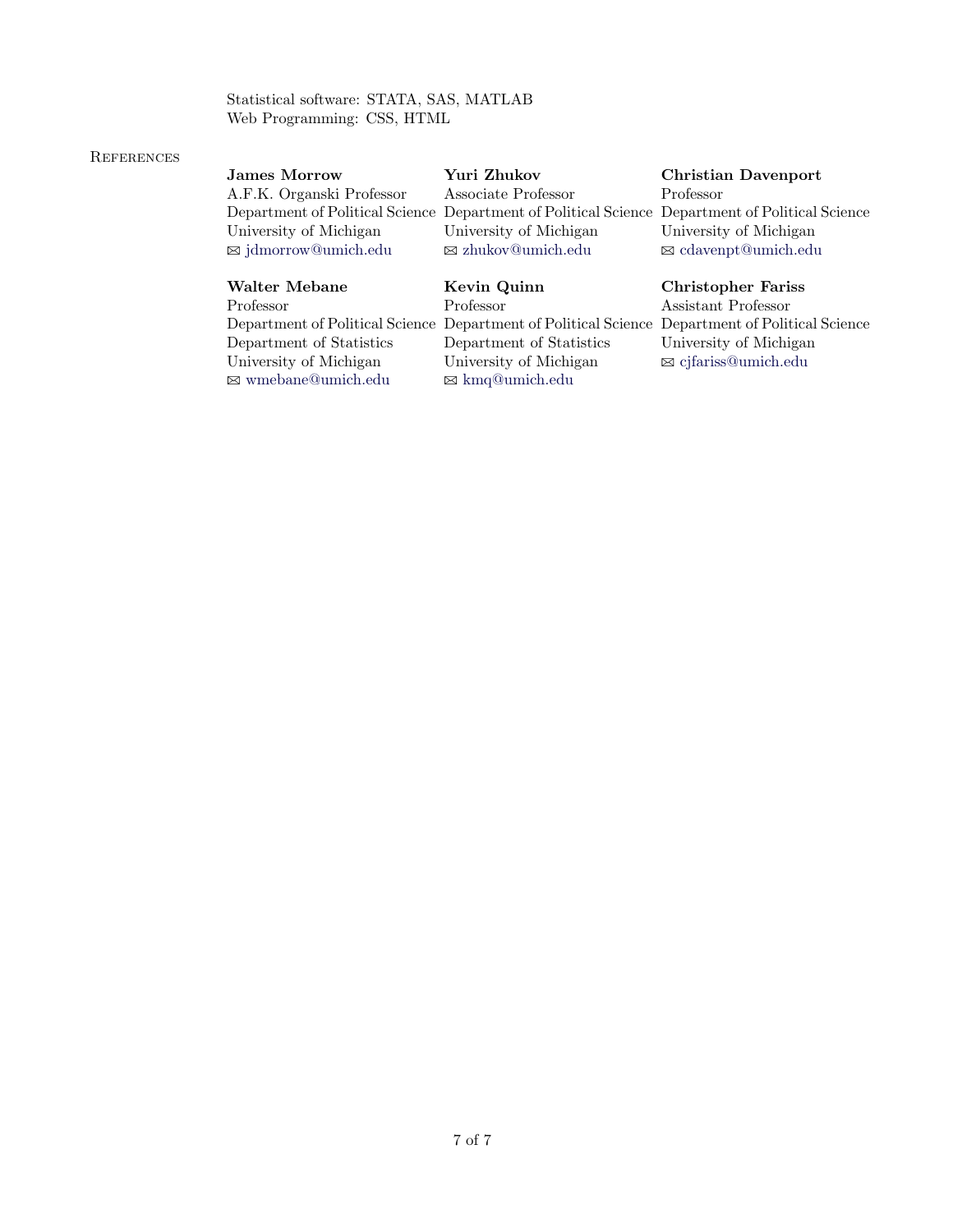Statistical software: STATA, SAS, MATLAB
Web Programming: CSS, HTML

## References

**James Morrow**
A.F.K. Organski Professor
Department of Political Science
University of Michigan
✉ jdmorrow@umich.edu

**Yuri Zhukov**
Associate Professor
Department of Political Science
University of Michigan
✉ zhukov@umich.edu

**Christian Davenport**
Professor
Department of Political Science
University of Michigan
✉ cdavenpt@umich.edu

**Walter Mebane**
Professor
Department of Political Science
Department of Statistics
University of Michigan
✉ wmebane@umich.edu

**Kevin Quinn**
Professor
Department of Political Science
Department of Statistics
University of Michigan
✉ kmq@umich.edu

**Christopher Fariss**
Assistant Professor
Department of Political Science
University of Michigan
✉ cjfariss@umich.edu